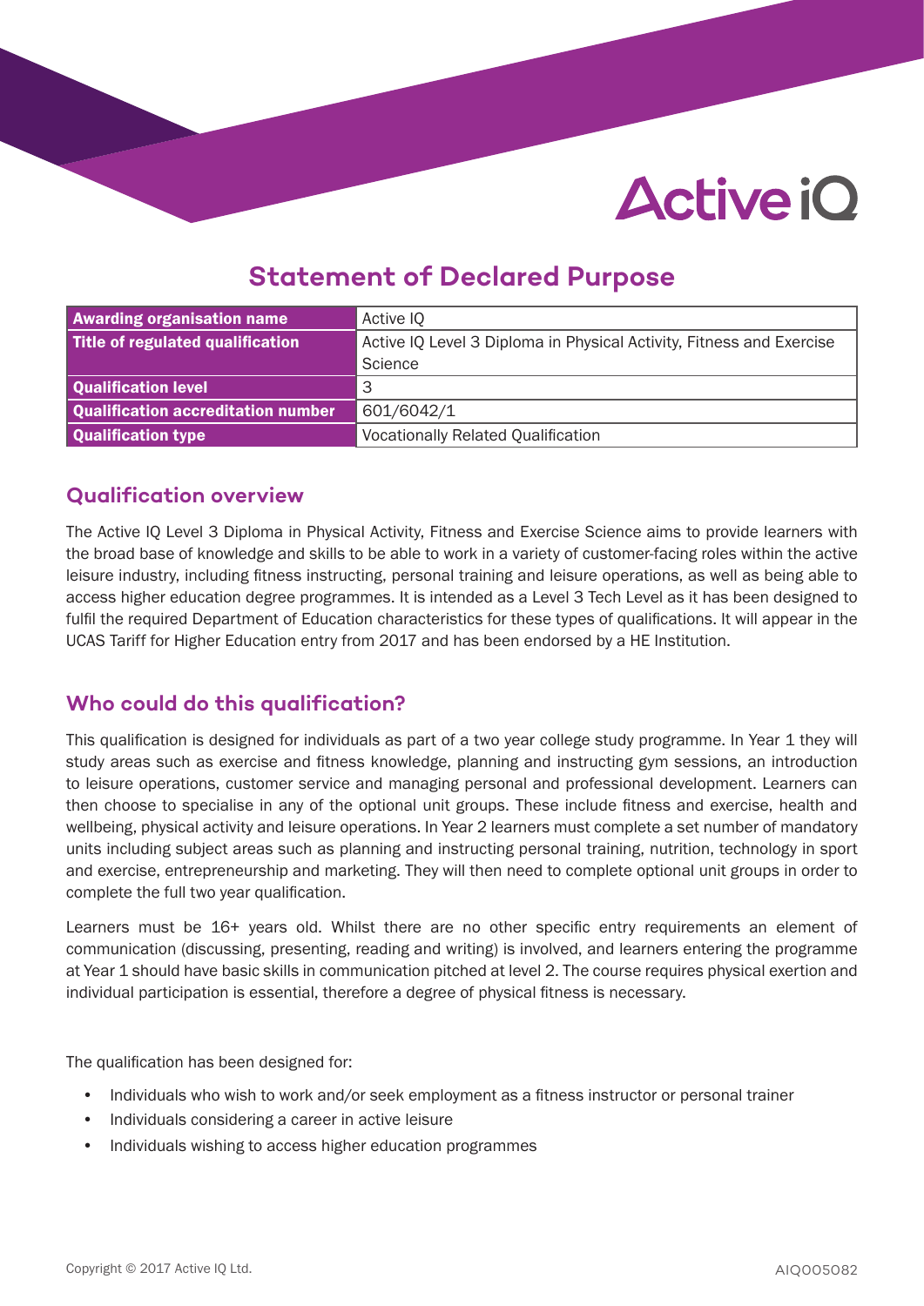# Statement of Declared Purpose

| Awarding organisation name | Active IQ |
|---|---|
| Title of regulated qualification | Active IQ Level 3 Diploma in Physical Activity, Fitness and Exercise Science |
| Qualification level | 3 |
| Qualification accreditation number | 601/6042/1 |
| Qualification type | Vocationally Related Qualification |

## Qualification overview

The Active IQ Level 3 Diploma in Physical Activity, Fitness and Exercise Science aims to provide learners with the broad base of knowledge and skills to be able to work in a variety of customer-facing roles within the active leisure industry, including fitness instructing, personal training and leisure operations, as well as being able to access higher education degree programmes. It is intended as a Level 3 Tech Level as it has been designed to fulfil the required Department of Education characteristics for these types of qualifications. It will appear in the UCAS Tariff for Higher Education entry from 2017 and has been endorsed by a HE Institution.

## Who could do this qualification?

This qualification is designed for individuals as part of a two year college study programme. In Year 1 they will study areas such as exercise and fitness knowledge, planning and instructing gym sessions, an introduction to leisure operations, customer service and managing personal and professional development. Learners can then choose to specialise in any of the optional unit groups. These include fitness and exercise, health and wellbeing, physical activity and leisure operations. In Year 2 learners must complete a set number of mandatory units including subject areas such as planning and instructing personal training, nutrition, technology in sport and exercise, entrepreneurship and marketing. They will then need to complete optional unit groups in order to complete the full two year qualification.

Learners must be 16+ years old. Whilst there are no other specific entry requirements an element of communication (discussing, presenting, reading and writing) is involved, and learners entering the programme at Year 1 should have basic skills in communication pitched at level 2. The course requires physical exertion and individual participation is essential, therefore a degree of physical fitness is necessary.

The qualification has been designed for:

- Individuals who wish to work and/or seek employment as a fitness instructor or personal trainer
- Individuals considering a career in active leisure
- Individuals wishing to access higher education programmes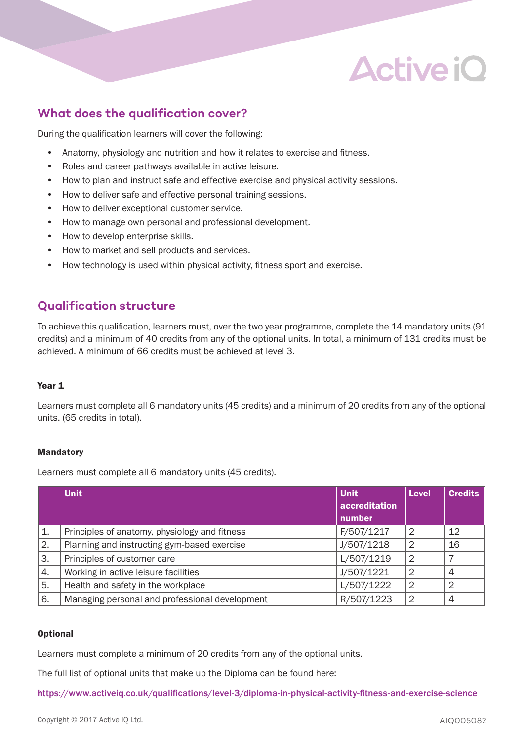## What does the qualification cover?

During the qualification learners will cover the following:

- Anatomy, physiology and nutrition and how it relates to exercise and fitness.
- Roles and career pathways available in active leisure.
- How to plan and instruct safe and effective exercise and physical activity sessions.
- How to deliver safe and effective personal training sessions.
- How to deliver exceptional customer service.
- How to manage own personal and professional development.
- How to develop enterprise skills.
- How to market and sell products and services.
- How technology is used within physical activity, fitness sport and exercise.

## Qualification structure

To achieve this qualification, learners must, over the two year programme, complete the 14 mandatory units (91 credits) and a minimum of 40 credits from any of the optional units. In total, a minimum of 131 credits must be achieved. A minimum of 66 credits must be achieved at level 3.

### Year 1

Learners must complete all 6 mandatory units (45 credits) and a minimum of 20 credits from any of the optional units. (65 credits in total).

#### Mandatory

Learners must complete all 6 mandatory units (45 credits).

| | Unit | Unit accreditation number | Level | Credits |
|---|---|---|---|---|
| 1. | Principles of anatomy, physiology and fitness | F/507/1217 | 2 | 12 |
| 2. | Planning and instructing gym-based exercise | J/507/1218 | 2 | 16 |
| 3. | Principles of customer care | L/507/1219 | 2 | 7 |
| 4. | Working in active leisure facilities | J/507/1221 | 2 | 4 |
| 5. | Health and safety in the workplace | L/507/1222 | 2 | 2 |
| 6. | Managing personal and professional development | R/507/1223 | 2 | 4 |

#### Optional

Learners must complete a minimum of 20 credits from any of the optional units.

The full list of optional units that make up the Diploma can be found here:

https://www.activeiq.co.uk/qualifications/level-3/diploma-in-physical-activity-fitness-and-exercise-science

Copyright © 2017 Active IQ Ltd.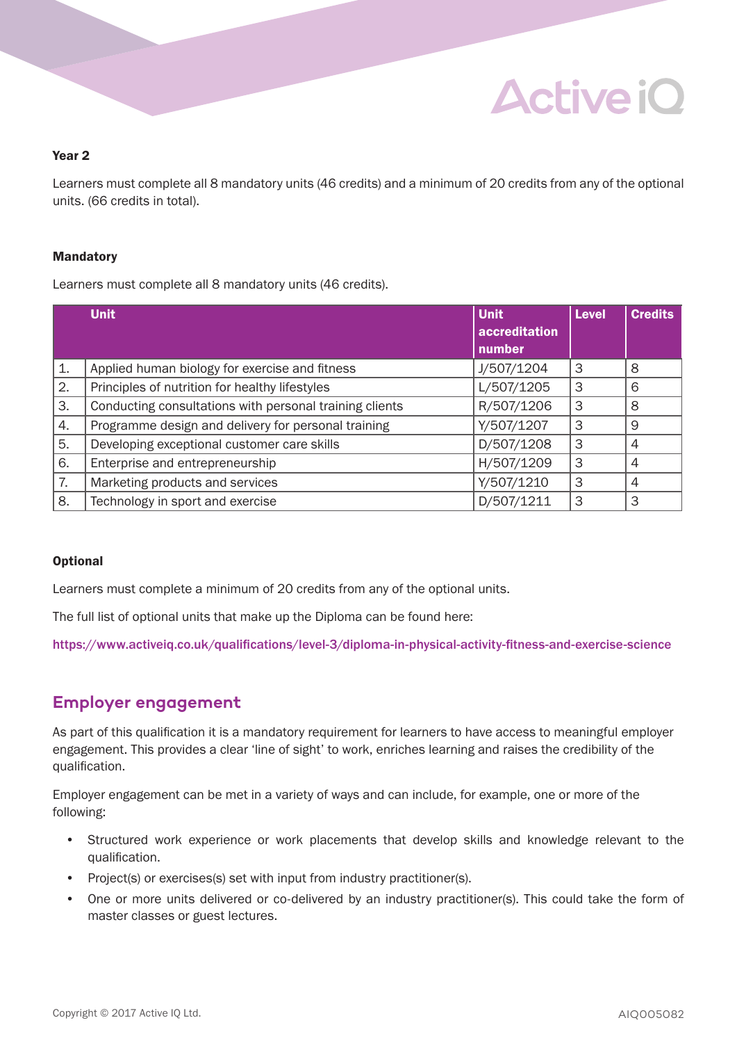### Year 2

Learners must complete all 8 mandatory units (46 credits) and a minimum of 20 credits from any of the optional units. (66 credits in total).

#### Mandatory

Learners must complete all 8 mandatory units (46 credits).

| | Unit | Unit accreditation number | Level | Credits |
|---|---|---|---|---|
| 1. | Applied human biology for exercise and fitness | J/507/1204 | 3 | 8 |
| 2. | Principles of nutrition for healthy lifestyles | L/507/1205 | 3 | 6 |
| 3. | Conducting consultations with personal training clients | R/507/1206 | 3 | 8 |
| 4. | Programme design and delivery for personal training | Y/507/1207 | 3 | 9 |
| 5. | Developing exceptional customer care skills | D/507/1208 | 3 | 4 |
| 6. | Enterprise and entrepreneurship | H/507/1209 | 3 | 4 |
| 7. | Marketing products and services | Y/507/1210 | 3 | 4 |
| 8. | Technology in sport and exercise | D/507/1211 | 3 | 3 |

#### Optional

Learners must complete a minimum of 20 credits from any of the optional units.

The full list of optional units that make up the Diploma can be found here:

https://www.activeiq.co.uk/qualifications/level-3/diploma-in-physical-activity-fitness-and-exercise-science

## Employer engagement

As part of this qualification it is a mandatory requirement for learners to have access to meaningful employer engagement. This provides a clear 'line of sight' to work, enriches learning and raises the credibility of the qualification.

Employer engagement can be met in a variety of ways and can include, for example, one or more of the following:

- Structured work experience or work placements that develop skills and knowledge relevant to the qualification.
- Project(s) or exercises(s) set with input from industry practitioner(s).
- One or more units delivered or co-delivered by an industry practitioner(s). This could take the form of master classes or guest lectures.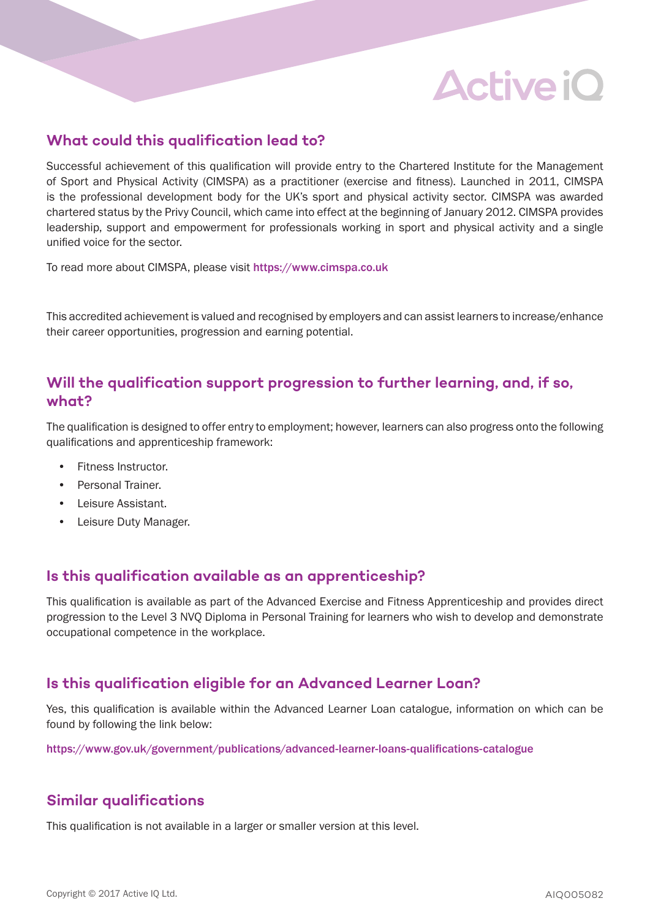## What could this qualification lead to?

Successful achievement of this qualification will provide entry to the Chartered Institute for the Management of Sport and Physical Activity (CIMSPA) as a practitioner (exercise and fitness). Launched in 2011, CIMSPA is the professional development body for the UK's sport and physical activity sector. CIMSPA was awarded chartered status by the Privy Council, which came into effect at the beginning of January 2012. CIMSPA provides leadership, support and empowerment for professionals working in sport and physical activity and a single unified voice for the sector.

To read more about CIMSPA, please visit https://www.cimspa.co.uk

This accredited achievement is valued and recognised by employers and can assist learners to increase/enhance their career opportunities, progression and earning potential.

## Will the qualification support progression to further learning, and, if so, what?

The qualification is designed to offer entry to employment; however, learners can also progress onto the following qualifications and apprenticeship framework:

- Fitness Instructor.
- Personal Trainer.
- Leisure Assistant.
- Leisure Duty Manager.

## Is this qualification available as an apprenticeship?

This qualification is available as part of the Advanced Exercise and Fitness Apprenticeship and provides direct progression to the Level 3 NVQ Diploma in Personal Training for learners who wish to develop and demonstrate occupational competence in the workplace.

## Is this qualification eligible for an Advanced Learner Loan?

Yes, this qualification is available within the Advanced Learner Loan catalogue, information on which can be found by following the link below:

https://www.gov.uk/government/publications/advanced-learner-loans-qualifications-catalogue

## Similar qualifications

This qualification is not available in a larger or smaller version at this level.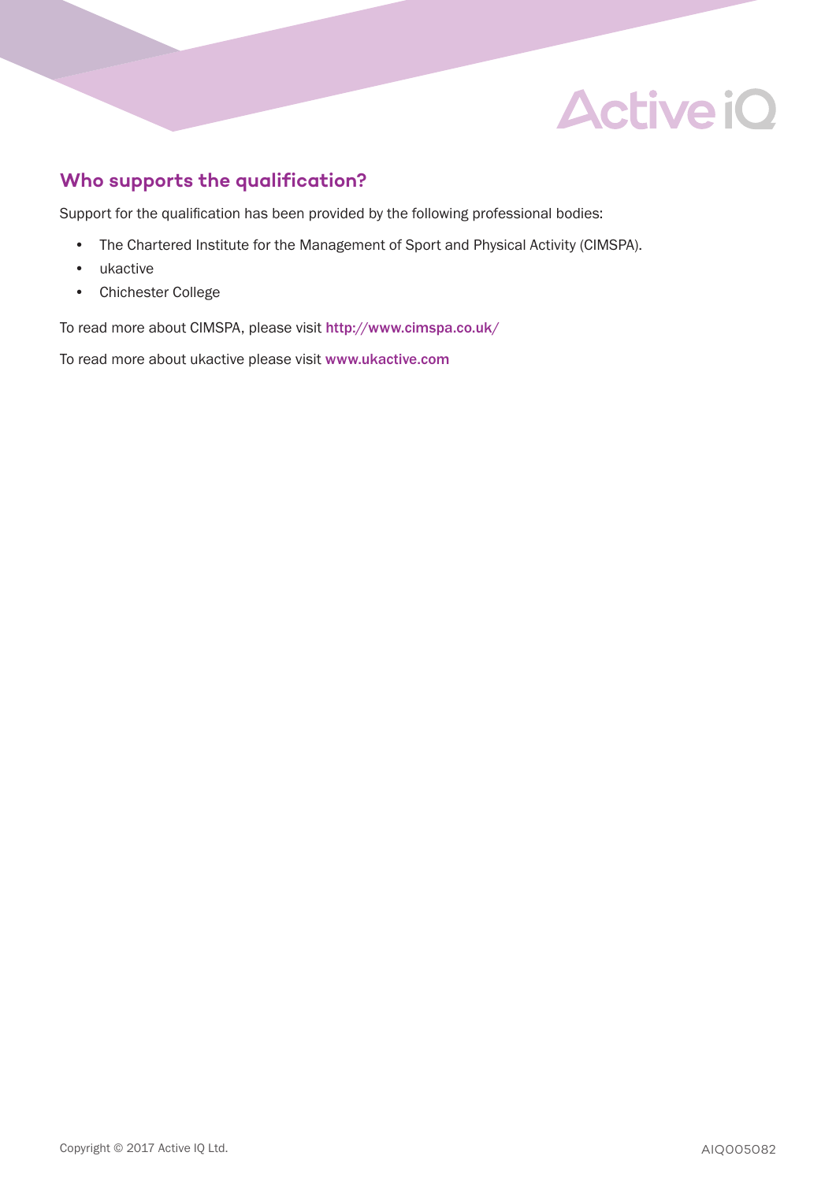## Who supports the qualification?

Support for the qualification has been provided by the following professional bodies:

- The Chartered Institute for the Management of Sport and Physical Activity (CIMSPA).
- ukactive
- Chichester College

To read more about CIMSPA, please visit http://www.cimspa.co.uk/

To read more about ukactive please visit www.ukactive.com